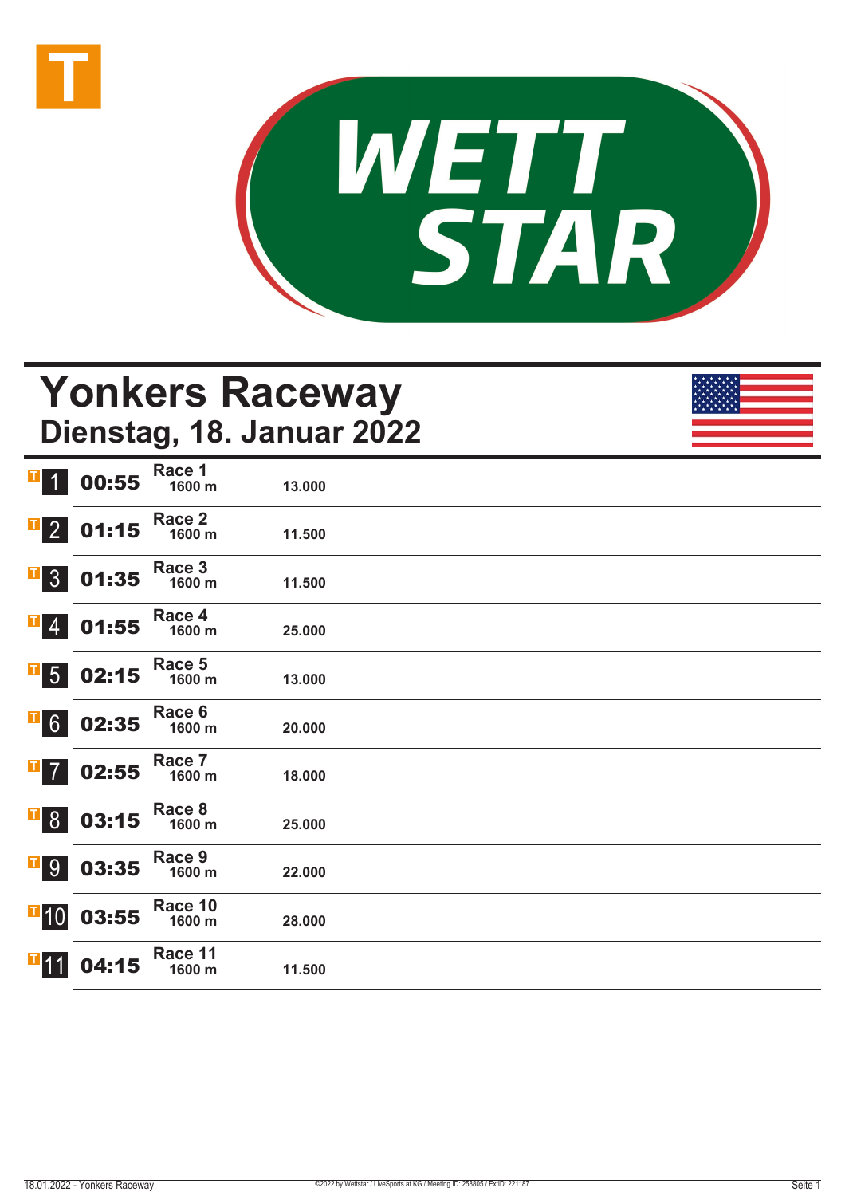# Yonkers Raceway

## Dienstag, 18. Januar 2022

| | Zeit | Rennen | Distanz | Preisgeld |
|---|---|---|---|---|
| 1 | 00:55 | Race 1 | 1600 m | 13.000 |
| 2 | 01:15 | Race 2 | 1600 m | 11.500 |
| 3 | 01:35 | Race 3 | 1600 m | 11.500 |
| 4 | 01:55 | Race 4 | 1600 m | 25.000 |
| 5 | 02:15 | Race 5 | 1600 m | 13.000 |
| 6 | 02:35 | Race 6 | 1600 m | 20.000 |
| 7 | 02:55 | Race 7 | 1600 m | 18.000 |
| 8 | 03:15 | Race 8 | 1600 m | 25.000 |
| 9 | 03:35 | Race 9 | 1600 m | 22.000 |
| 10 | 03:55 | Race 10 | 1600 m | 28.000 |
| 11 | 04:15 | Race 11 | 1600 m | 11.500 |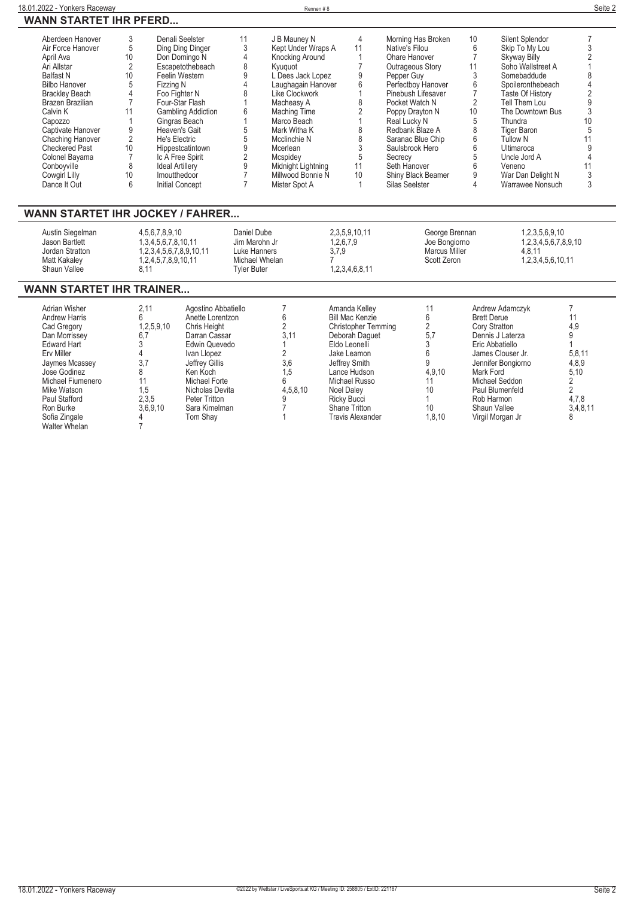## WANN STARTET IHR PFERD...

| Pferd | Rennen | Pferd | Rennen | Pferd | Rennen | Pferd | Rennen | Pferd | Rennen |
|---|---|---|---|---|---|---|---|---|---|
| Aberdeen Hanover | 3 | Denali Seelster | 11 | J B Mauney N | 4 | Morning Has Broken | 10 | Silent Splendor | 7 |
| Air Force Hanover | 5 | Ding Ding Dinger | 3 | Kept Under Wraps A | 11 | Native's Filou | 6 | Skip To My Lou | 3 |
| April Ava | 10 | Don Domingo N | 4 | Knocking Around | 1 | Ohare Hanover | 7 | Skyway Billy | 2 |
| Ari Allstar | 2 | Escapetothebeach | 8 | Kyuquot | 7 | Outrageous Story | 11 | Soho Wallstreet A | 1 |
| Balfast N | 10 | Feelin Western | 9 | L Dees Jack Lopez | 9 | Pepper Guy | 3 | Somebaddude | 8 |
| Bilbo Hanover | 5 | Fizzing N | 4 | Laughagain Hanover | 6 | Perfectboy Hanover | 6 | Spoileronthebeach | 4 |
| Brackley Beach | 4 | Foo Fighter N | 8 | Like Clockwork | 1 | Pinebush Lifesaver | 7 | Taste Of History | 2 |
| Brazen Brazilian | 7 | Four-Star Flash | 1 | Macheasy A | 8 | Pocket Watch N | 2 | Tell Them Lou | 9 |
| Calvin K | 11 | Gambling Addiction | 6 | Maching Time | 2 | Poppy Drayton N | 10 | The Downtown Bus | 3 |
| Capozzo | 1 | Gingras Beach | 1 | Marco Beach | 1 | Real Lucky N | 5 | Thundra | 10 |
| Captivate Hanover | 9 | Heaven's Gait | 5 | Mark Witha K | 8 | Redbank Blaze A | 8 | Tiger Baron | 5 |
| Chaching Hanover | 2 | He's Electric | 5 | Mcclinchie N | 8 | Saranac Blue Chip | 6 | Tullow N | 11 |
| Checkered Past | 10 | Hippestcatintown | 9 | Mcerlean | 3 | Saulsbrook Hero | 6 | Ultimaroca | 9 |
| Colonel Bayama | 7 | Ic A Free Spirit | 2 | Mcspidey | 5 | Secrecy | 5 | Uncle Jord A | 4 |
| Conboyville | 8 | Ideal Artillery | 9 | Midnight Lightning | 11 | Seth Hanover | 6 | Veneno | 11 |
| Cowgirl Lilly | 10 | Imoutthedoor | 7 | Millwood Bonnie N | 10 | Shiny Black Beamer | 9 | War Dan Delight N | 3 |
| Dance It Out | 6 | Initial Concept | 7 | Mister Spot A | 1 | Silas Seelster | 4 | Warrawee Nonsuch | 3 |

## WANN STARTET IHR JOCKEY / FAHRER...

| Fahrer | Rennen | Fahrer | Rennen | Fahrer | Rennen |
|---|---|---|---|---|---|
| Austin Siegelman | 4,5,6,7,8,9,10 | Daniel Dube | 2,3,5,9,10,11 | George Brennan | 1,2,3,5,6,9,10 |
| Jason Bartlett | 1,3,4,5,6,7,8,10,11 | Jim Marohn Jr | 1,2,6,7,9 | Joe Bongiorno | 1,2,3,4,5,6,7,8,9,10 |
| Jordan Stratton | 1,2,3,4,5,6,7,8,9,10,11 | Luke Hanners | 3,7,9 | Marcus Miller | 4,8,11 |
| Matt Kakaley | 1,2,4,5,7,8,9,10,11 | Michael Whelan | 7 | Scott Zeron | 1,2,3,4,5,6,10,11 |
| Shaun Vallee | 8,11 | Tyler Buter | 1,2,3,4,6,8,11 | | |

## WANN STARTET IHR TRAINER...

| Trainer | Rennen | Trainer | Rennen | Trainer | Rennen | Trainer | Rennen |
|---|---|---|---|---|---|---|---|
| Adrian Wisher | 2,11 | Agostino Abbatiello | 7 | Amanda Kelley | 11 | Andrew Adamczyk | 7 |
| Andrew Harris | 6 | Anette Lorentzon | 6 | Bill Mac Kenzie | 6 | Brett Derue | 11 |
| Cad Gregory | 1,2,5,9,10 | Chris Height | 2 | Christopher Temming | 2 | Cory Stratton | 4,9 |
| Dan Morrissey | 6,7 | Darran Cassar | 3,11 | Deborah Daguet | 5,7 | Dennis J Laterza | 9 |
| Edward Hart | 3 | Edwin Quevedo | 1 | Eldo Leonelli | 3 | Eric Abbatiello | 1 |
| Erv Miller | 4 | Ivan Llopez | 2 | Jake Leamon | 6 | James Clouser Jr. | 5,8,11 |
| Jaymes Mcassey | 3,7 | Jeffrey Gillis | 3,6 | Jeffrey Smith | 9 | Jennifer Bongiorno | 4,8,9 |
| Jose Godinez | 8 | Ken Koch | 1,5 | Lance Hudson | 4,9,10 | Mark Ford | 5,10 |
| Michael Fiumenero | 11 | Michael Forte | 6 | Michael Russo | 11 | Michael Seddon | 2 |
| Mike Watson | 1,5 | Nicholas Devita | 4,5,8,10 | Noel Daley | 10 | Paul Blumenfeld | 2 |
| Paul Stafford | 2,3,5 | Peter Tritton | 9 | Ricky Bucci | 1 | Rob Harmon | 4,7,8 |
| Ron Burke | 3,6,9,10 | Sara Kimelman | 7 | Shane Tritton | 10 | Shaun Vallee | 3,4,8,11 |
| Sofia Zingale | 4 | Tom Shay | 1 | Travis Alexander | 1,8,10 | Virgil Morgan Jr | 8 |
| Walter Whelan | 7 | | | | | | |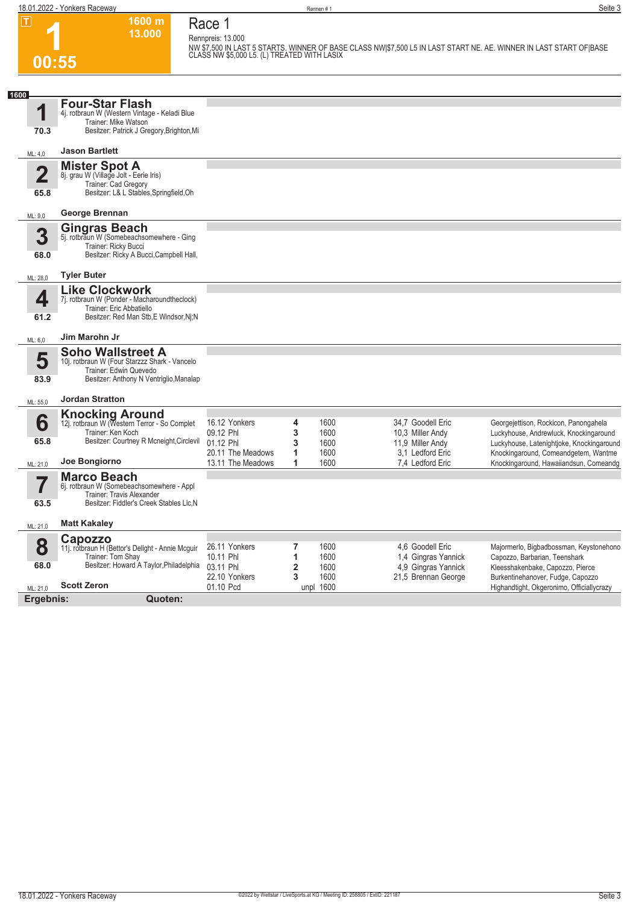# Race 1

**1** — 00:55 — 1600 m — 13.000

Rennpreis: 13.000

NW $7,500 IN LAST 5 STARTS. WINNER OF BASE CLASS NW|$7,500 L5 IN LAST START NE. AE. WINNER IN LAST START OF|BASE CLASS NW $5,000 L5. (L) TREATED WITH LASIX

**1600**

## 1 Four-Star Flash
4j. rotbraun W (Western Vintage - Keladi Blue
Trainer: Mike Watson
Besitzer: Patrick J Gregory,Brighton,Mi
70.3
ML: 4,0 — **Jason Bartlett**

## 2 Mister Spot A
8j. grau W (Village Jolt - Eerie Iris)
Trainer: Cad Gregory
Besitzer: L& L Stables,Springfield,Oh
65.8
ML: 9,0 — **George Brennan**

## 3 Gingras Beach
5j. rotbraun W (Somebeachsomewhere - Ging
Trainer: Ricky Bucci
Besitzer: Ricky A Bucci,Campbell Hall,
68.0
ML: 28,0 — **Tyler Buter**

## 4 Like Clockwork
7j. rotbraun W (Ponder - Macharoundtheclock)
Trainer: Eric Abbatiello
Besitzer: Red Man Stb,E Windsor,Nj;N
61.2
ML: 6,0 — **Jim Marohn Jr**

## 5 Soho Wallstreet A
10j. rotbraun W (Four Starzzz Shark - Vancelo
Trainer: Edwin Quevedo
Besitzer: Anthony N Ventriglio,Manalap
83.9
ML: 55,0 — **Jordan Stratton**

## 6 Knocking Around
12j. rotbraun W (Western Terror - So Complet
Trainer: Ken Koch
Besitzer: Courtney R Mcneight,Circlevil
65.8
ML: 21,0 — **Joe Bongiorno**

| Datum | Bahn | Platz | Distanz | Quote / Fahrer | Einlauf |
|---|---|---|---|---|---|
| 16.12 | Yonkers | 4 | 1600 | 34,7 Goodell Eric | Georgejettison, Rockicon, Panongahela |
| 09.12 | Phl | 3 | 1600 | 10,3 Miller Andy | Luckyhouse, Andrewluck, Knockingaround |
| 01.12 | Phl | 3 | 1600 | 11,9 Miller Andy | Luckyhouse, Latenightjoke, Knockingaround |
| 20.11 | The Meadows | 1 | 1600 | 3,1 Ledford Eric | Knockingaround, Comeandgetem, Wantme |
| 13.11 | The Meadows | 1 | 1600 | 7,4 Ledford Eric | Knockingaround, Hawaiiandsun, Comeandg |

## 7 Marco Beach
6j. rotbraun W (Somebeachsomewhere - Appl
Trainer: Travis Alexander
Besitzer: Fiddler's Creek Stables Llc,N
63.5
ML: 21,0 — **Matt Kakaley**

## 8 Capozzo
11j. rotbraun H (Bettor's Delight - Annie Mcguir
Trainer: Tom Shay
Besitzer: Howard A Taylor,Philadelphia
68.0
ML: 21,0 — **Scott Zeron**

| Datum | Bahn | Platz | Distanz | Quote / Fahrer | Einlauf |
|---|---|---|---|---|---|
| 26.11 | Yonkers | 7 | 1600 | 4,6 Goodell Eric | Majormerlo, Bigbadbossman, Keystonehono |
| 10.11 | Phl | 1 | 1600 | 1,4 Gingras Yannick | Capozzo, Barbarian, Teenshark |
| 03.11 | Phl | 2 | 1600 | 4,9 Gingras Yannick | Kleesshakenbake, Capozzo, Pierce |
| 22.10 | Yonkers | 3 | 1600 | 21,5 Brennan George | Burkentinehanover, Fudge, Capozzo |
| 01.10 | Pcd | unpl | 1600 | | Highandtight, Okgeronimo, Officiallycrazy |

**Ergebnis:** **Quoten:**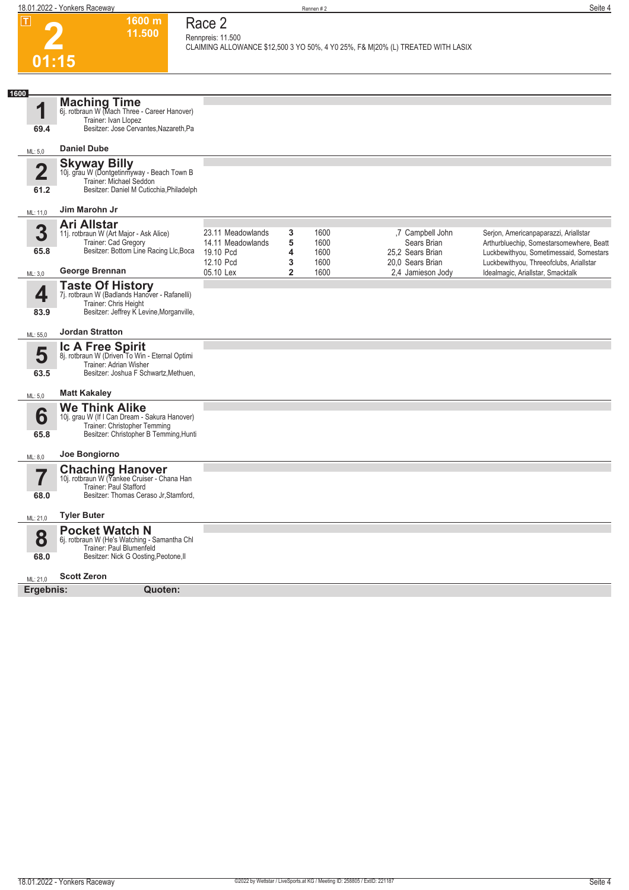# 2

**1600 m**
**11.500**
**01:15**

## Race 2

Rennpreis: 11.500
CLAIMING ALLOWANCE $12,500 3 YO 50%, 4 Y0 25%, F& M|20% (L) TREATED WITH LASIX

**1600**

### 1 Maching Time
6j. rotbraun W (Mach Three - Career Hanover)
Trainer: Ivan Llopez
Besitzer: Jose Cervantes,Nazareth,Pa
69.4
ML: 5,0
**Daniel Dube**

### 2 Skyway Billy
10j. grau W (Dontgetinmyway - Beach Town B
Trainer: Michael Seddon
Besitzer: Daniel M Cuticchia,Philadelph
61.2
ML: 11,0
**Jim Marohn Jr**

### 3 Ari Allstar
11j. rotbraun W (Art Major - Ask Alice)
Trainer: Cad Gregory
Besitzer: Bottom Line Racing Llc,Boca
65.8
ML: 3,0
**George Brennan**

| | | | | | |
|---|---|---|---|---|---|
| 23.11 Meadowlands | 3 | 1600 | ,7 | Campbell John | Serjon, Americanpaparazzi, Ariallstar |
| 14.11 Meadowlands | 5 | 1600 | | Sears Brian | Arthurbluechip, Somestarsomewhere, Beatt |
| 19.10 Pcd | 4 | 1600 | 25,2 | Sears Brian | Luckbewithyou, Sometimessaid, Somestars |
| 12.10 Pcd | 3 | 1600 | 20,0 | Sears Brian | Luckbewithyou, Threeofclubs, Ariallstar |
| 05.10 Lex | 2 | 1600 | 2,4 | Jamieson Jody | Idealmagic, Ariallstar, Smacktalk |

### 4 Taste Of History
7j. rotbraun W (Badlands Hanover - Rafanelli)
Trainer: Chris Height
Besitzer: Jeffrey K Levine,Morganville,
83.9
ML: 55,0
**Jordan Stratton**

### 5 Ic A Free Spirit
8j. rotbraun W (Driven To Win - Eternal Optimi
Trainer: Adrian Wisher
Besitzer: Joshua F Schwartz,Methuen,
63.5
ML: 5,0
**Matt Kakaley**

### 6 We Think Alike
10j. grau W (If I Can Dream - Sakura Hanover)
Trainer: Christopher Temming
Besitzer: Christopher B Temming,Hunti
65.8
ML: 8,0
**Joe Bongiorno**

### 7 Chaching Hanover
10j. rotbraun W (Yankee Cruiser - Chana Han
Trainer: Paul Stafford
Besitzer: Thomas Ceraso Jr,Stamford,
68.0
ML: 21,0
**Tyler Buter**

### 8 Pocket Watch N
6j. rotbraun W (He's Watching - Samantha Chl
Trainer: Paul Blumenfeld
Besitzer: Nick G Oosting,Peotone,Il
68.0
ML: 21,0
**Scott Zeron**

**Ergebnis:** **Quoten:**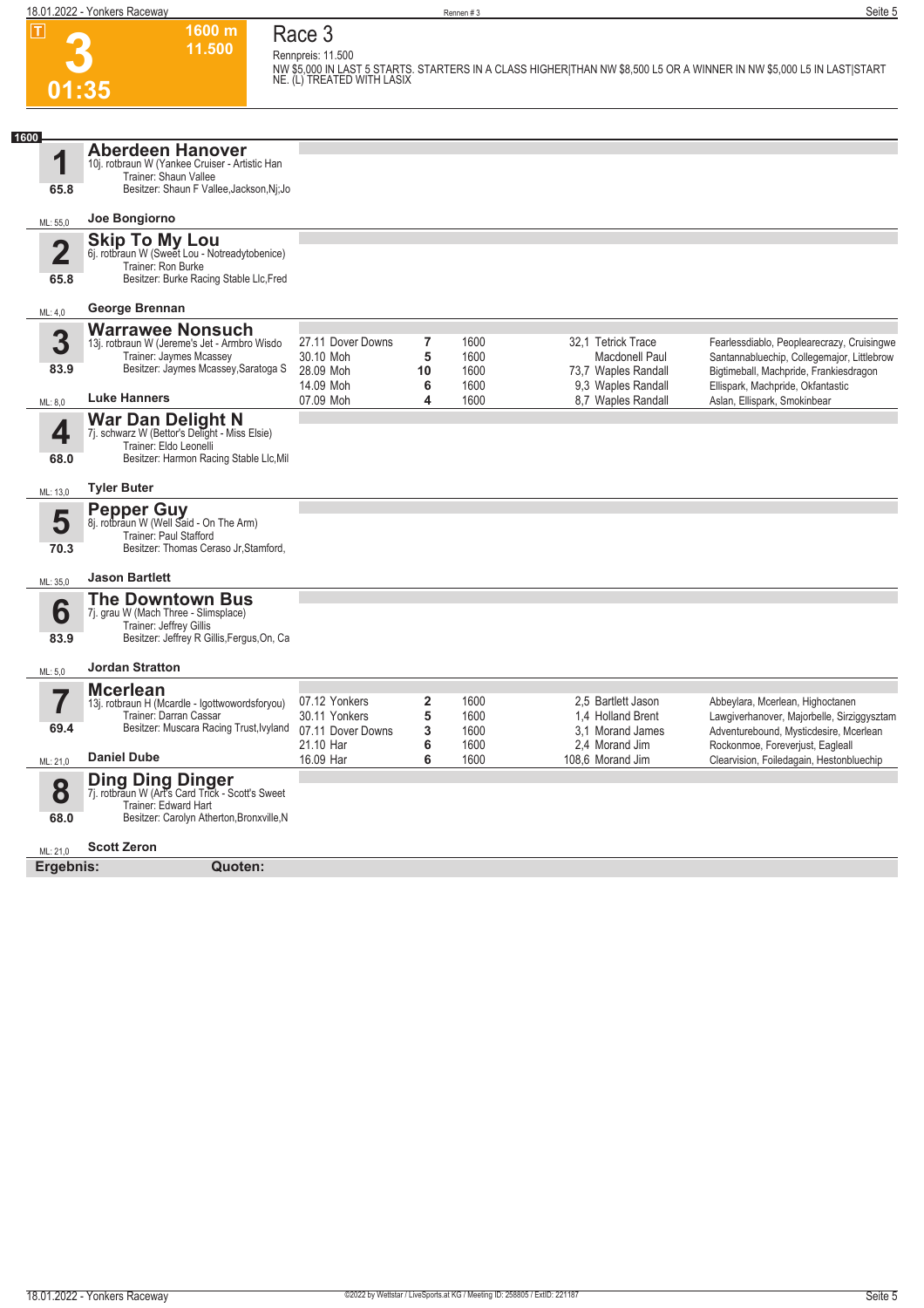# Race 3

**3** | 1600 m | 11.500 | 01:35

Rennpreis: 11.500

NW $5,000 IN LAST 5 STARTS. STARTERS IN A CLASS HIGHER|THAN NW $8,500 L5 OR A WINNER IN NW $5,000 L5 IN LAST|START NE. (L) TREATED WITH LASIX

**1600**

## 1 Aberdeen Hanover
10j. rotbraun W (Yankee Cruiser - Artistic Han
Trainer: Shaun Vallee
Besitzer: Shaun F Vallee,Jackson,Nj;Jo
65.8
ML: 55,0
**Joe Bongiorno**

## 2 Skip To My Lou
6j. rotbraun W (Sweet Lou - Notreadytobenice)
Trainer: Ron Burke
Besitzer: Burke Racing Stable Llc,Fred
65.8
ML: 4,0
**George Brennan**

## 3 Warrawee Nonsuch
13j. rotbraun W (Jereme's Jet - Armbro Wisdo
Trainer: Jaymes Mcassey
Besitzer: Jaymes Mcassey,Saratoga S
83.9
ML: 8,0
**Luke Hanners**

| Datum | Bahn | Platz | Distanz | Quote | Fahrer | Einlauf |
|---|---|---|---|---|---|---|
| 27.11 | Dover Downs | 7 | 1600 | 32,1 | Tetrick Trace | Fearlessdiablo, Peoplearecrazy, Cruisingwe |
| 30.10 | Moh | 5 | 1600 | | Macdonell Paul | Santannabluechip, Collegemajor, Littlebrow |
| 28.09 | Moh | 10 | 1600 | 73,7 | Waples Randall | Bigtimeball, Machpride, Frankiesdragon |
| 14.09 | Moh | 6 | 1600 | 9,3 | Waples Randall | Ellispark, Machpride, Okfantastic |
| 07.09 | Moh | 4 | 1600 | 8,7 | Waples Randall | Aslan, Ellispark, Smokinbear |

## 4 War Dan Delight N
7j. schwarz W (Bettor's Delight - Miss Elsie)
Trainer: Eldo Leonelli
Besitzer: Harmon Racing Stable Llc,Mil
68.0
ML: 13,0
**Tyler Buter**

## 5 Pepper Guy
8j. rotbraun W (Well Said - On The Arm)
Trainer: Paul Stafford
Besitzer: Thomas Ceraso Jr,Stamford,
70.3
ML: 35,0
**Jason Bartlett**

## 6 The Downtown Bus
7j. grau W (Mach Three - Slimsplace)
Trainer: Jeffrey Gillis
Besitzer: Jeffrey R Gillis,Fergus,On, Ca
83.9
ML: 5,0
**Jordan Stratton**

## 7 Mcerlean
13j. rotbraun H (Mcardle - Igottwowordsforyou)
Trainer: Darran Cassar
Besitzer: Muscara Racing Trust,Ivyland
69.4
ML: 21,0
**Daniel Dube**

| Datum | Bahn | Platz | Distanz | Quote | Fahrer | Einlauf |
|---|---|---|---|---|---|---|
| 07.12 | Yonkers | 2 | 1600 | 2,5 | Bartlett Jason | Abbeylara, Mcerlean, Highoctanen |
| 30.11 | Yonkers | 5 | 1600 | 1,4 | Holland Brent | Lawgiverhanover, Majorbelle, Sirziggysztam |
| 07.11 | Dover Downs | 3 | 1600 | 3,1 | Morand James | Adventurebound, Mysticdesire, Mcerlean |
| 21.10 | Har | 6 | 1600 | 2,4 | Morand Jim | Rockonmoe, Foreverjust, Eagleall |
| 16.09 | Har | 6 | 1600 | 108,6 | Morand Jim | Clearvision, Foiledagain, Hestonbluechip |

## 8 Ding Ding Dinger
7j. rotbraun W (Art's Card Trick - Scott's Sweet
Trainer: Edward Hart
Besitzer: Carolyn Atherton,Bronxville,N
68.0
ML: 21,0
**Scott Zeron**

**Ergebnis:** **Quoten:**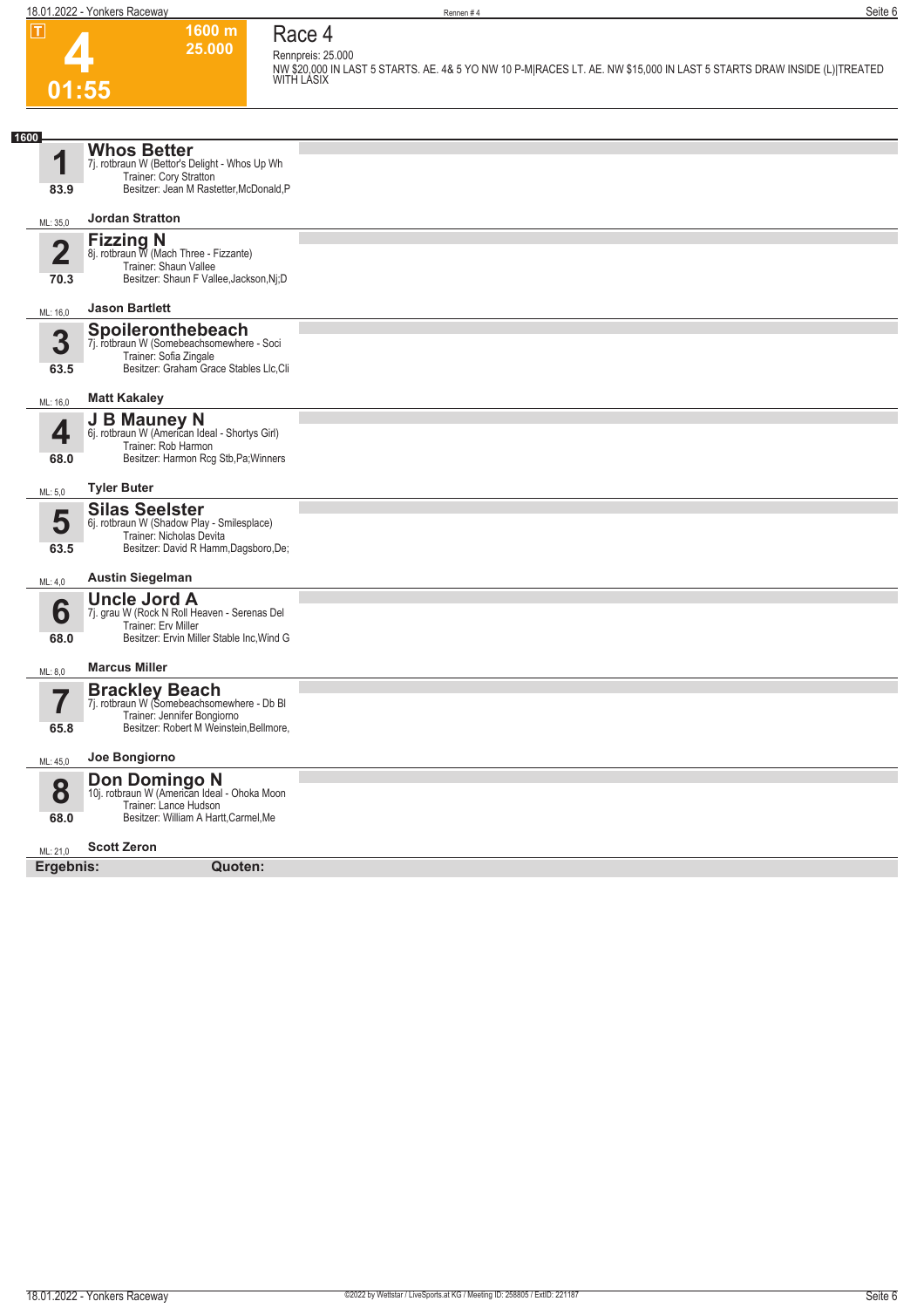T

# 4

1600 m
25.000

01:55

## Race 4

Rennpreis: 25.000

NW $20,000 IN LAST 5 STARTS. AE. 4& 5 YO NW 10 P-M|RACES LT. AE. NW $15,000 IN LAST 5 STARTS DRAW INSIDE (L)|TREATED WITH LASIX

**1600**

**1** **Whos Better**
7j. rotbraun W (Bettor's Delight - Whos Up Wh
Trainer: Cory Stratton
Besitzer: Jean M Rastetter,McDonald,P
83.9
ML: 35,0 **Jordan Stratton**

**2** **Fizzing N**
8j. rotbraun W (Mach Three - Fizzante)
Trainer: Shaun Vallee
Besitzer: Shaun F Vallee,Jackson,Nj;D
70.3
ML: 16,0 **Jason Bartlett**

**3** **Spoileronthebeach**
7j. rotbraun W (Somebeachsomewhere - Soci
Trainer: Sofia Zingale
Besitzer: Graham Grace Stables Llc,Cli
63.5
ML: 16,0 **Matt Kakaley**

**4** **J B Mauney N**
6j. rotbraun W (American Ideal - Shortys Girl)
Trainer: Rob Harmon
Besitzer: Harmon Rcg Stb,Pa;Winners
68.0
ML: 5,0 **Tyler Buter**

**5** **Silas Seelster**
6j. rotbraun W (Shadow Play - Smilesplace)
Trainer: Nicholas Devita
Besitzer: David R Hamm,Dagsboro,De;
63.5
ML: 4,0 **Austin Siegelman**

**6** **Uncle Jord A**
7j. grau W (Rock N Roll Heaven - Serenas Del
Trainer: Erv Miller
Besitzer: Ervin Miller Stable Inc,Wind G
68.0
ML: 8,0 **Marcus Miller**

**7** **Brackley Beach**
7j. rotbraun W (Somebeachsomewhere - Db Bl
Trainer: Jennifer Bongiorno
Besitzer: Robert M Weinstein,Bellmore,
65.8
ML: 45,0 **Joe Bongiorno**

**8** **Don Domingo N**
10j. rotbraun W (American Ideal - Ohoka Moon
Trainer: Lance Hudson
Besitzer: William A Hartt,Carmel,Me
68.0
ML: 21,0 **Scott Zeron**

**Ergebnis:** **Quoten:**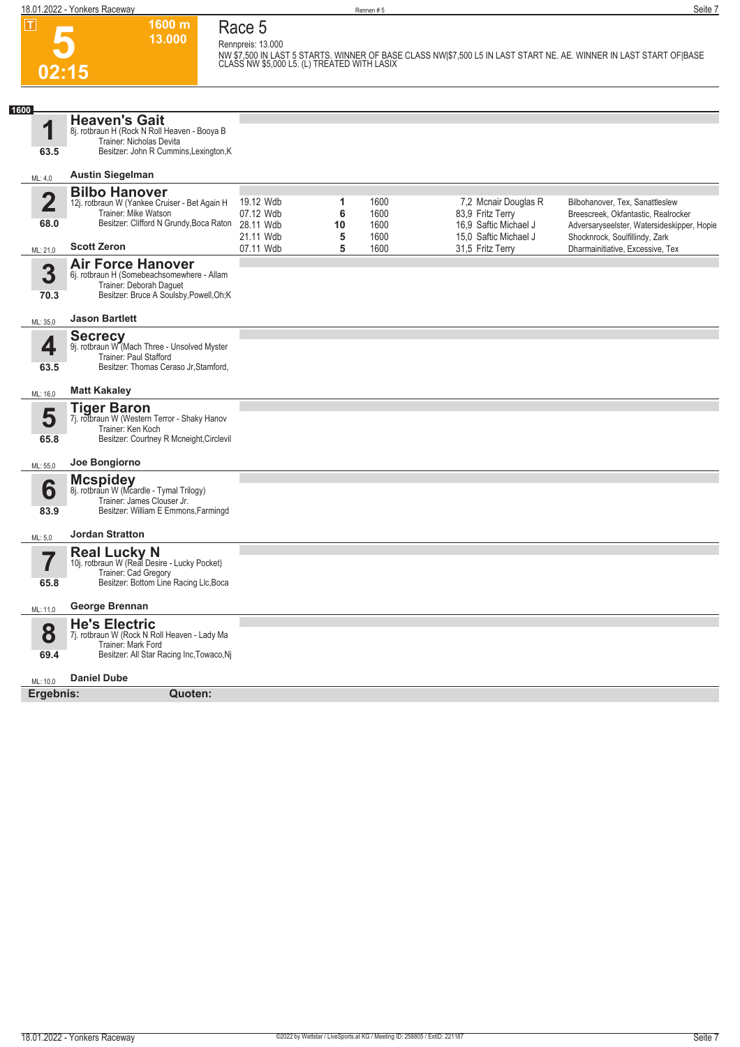# Race 5

**5** — 02:15 — 1600 m — 13.000

Rennpreis: 13.000

NW $7,500 IN LAST 5 STARTS. WINNER OF BASE CLASS NW|$7,500 L5 IN LAST START NE. AE. WINNER IN LAST START OF|BASE CLASS NW $5,000 L5. (L) TREATED WITH LASIX

**1600**

## 1 Heaven's Gait
8j. rotbraun H (Rock N Roll Heaven - Booya B
Trainer: Nicholas Devita
Besitzer: John R Cummins,Lexington,K
63.5
ML: 4,0 — **Austin Siegelman**

## 2 Bilbo Hanover
12j. rotbraun W (Yankee Cruiser - Bet Again H
Trainer: Mike Watson
Besitzer: Clifford N Grundy,Boca Raton
68.0
ML: 21,0 — **Scott Zeron**

| Datum | Bahn | Platz | Distanz | Quote / Fahrer | Einlauf |
|---|---|---|---|---|---|
| 19.12 | Wdb | 1 | 1600 | 7,2 Mcnair Douglas R | Bilbohanover, Tex, Sanattleslew |
| 07.12 | Wdb | 6 | 1600 | 83,9 Fritz Terry | Breescreek, Okfantastic, Realrocker |
| 28.11 | Wdb | 10 | 1600 | 16,9 Saftic Michael J | Adversaryseelster, Watersideskipper, Hopie |
| 21.11 | Wdb | 5 | 1600 | 15,0 Saftic Michael J | Shocknrock, Soulfillindy, Zark |
| 07.11 | Wdb | 5 | 1600 | 31,5 Fritz Terry | Dharmainitiative, Excessive, Tex |

## 3 Air Force Hanover
6j. rotbraun H (Somebeachsomewhere - Allam
Trainer: Deborah Daguet
Besitzer: Bruce A Soulsby,Powell,Oh;K
70.3
ML: 35,0 — **Jason Bartlett**

## 4 Secrecy
9j. rotbraun W (Mach Three - Unsolved Myster
Trainer: Paul Stafford
Besitzer: Thomas Ceraso Jr,Stamford,
63.5
ML: 16,0 — **Matt Kakaley**

## 5 Tiger Baron
7j. rotbraun W (Western Terror - Shaky Hanov
Trainer: Ken Koch
Besitzer: Courtney R Mcneight,Circlevil
65.8
ML: 55,0 — **Joe Bongiorno**

## 6 Mcspidey
8j. rotbraun W (Mcardle - Tymal Trilogy)
Trainer: James Clouser Jr.
Besitzer: William E Emmons,Farmingd
83.9
ML: 5,0 — **Jordan Stratton**

## 7 Real Lucky N
10j. rotbraun W (Real Desire - Lucky Pocket)
Trainer: Cad Gregory
Besitzer: Bottom Line Racing Llc,Boca
65.8
ML: 11,0 — **George Brennan**

## 8 He's Electric
7j. rotbraun W (Rock N Roll Heaven - Lady Ma
Trainer: Mark Ford
Besitzer: All Star Racing Inc,Towaco,Nj
69.4
ML: 10,0 — **Daniel Dube**

**Ergebnis:** **Quoten:**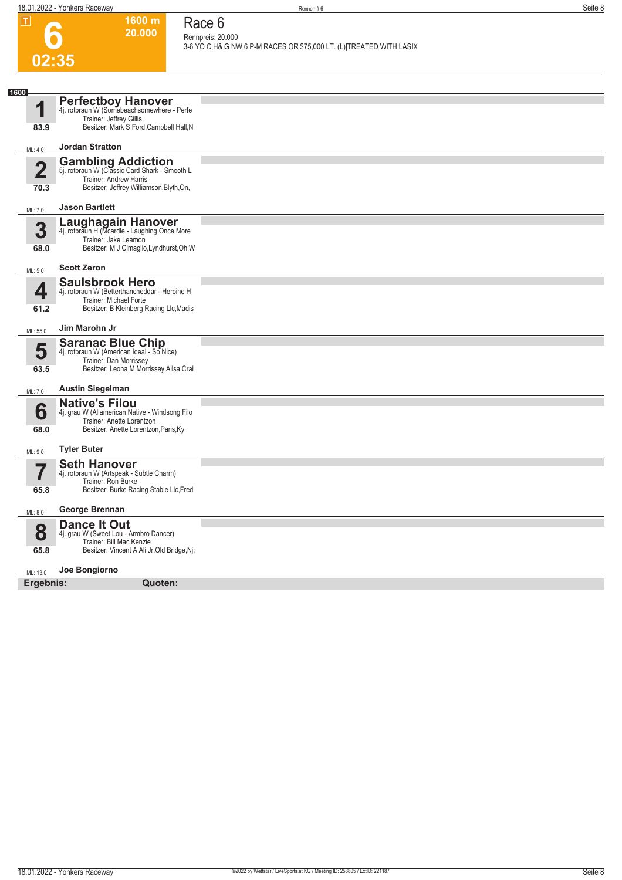# 6

**1600 m**
**20.000**

**02:35**

## Race 6

Rennpreis: 20.000

3-6 YO C,H& G NW 6 P-M RACES OR $75,000 LT. (L)|TREATED WITH LASIX

**1600**

### 1 Perfectboy Hanover
4j. rotbraun W (Somebeachsomewhere - Perfe
Trainer: Jeffrey Gillis
Besitzer: Mark S Ford,Campbell Hall,N

83.9

ML: 4,0 — **Jordan Stratton**

### 2 Gambling Addiction
5j. rotbraun W (Classic Card Shark - Smooth L
Trainer: Andrew Harris
Besitzer: Jeffrey Williamson,Blyth,On,

70.3

ML: 7,0 — **Jason Bartlett**

### 3 Laughagain Hanover
4j. rotbraun H (Mcardle - Laughing Once More
Trainer: Jake Leamon
Besitzer: M J Cimaglio,Lyndhurst,Oh;W

68.0

ML: 5,0 — **Scott Zeron**

### 4 Saulsbrook Hero
4j. rotbraun W (Betterthancheddar - Heroine H
Trainer: Michael Forte
Besitzer: B Kleinberg Racing Llc,Madis

61.2

ML: 55,0 — **Jim Marohn Jr**

### 5 Saranac Blue Chip
4j. rotbraun W (American Ideal - So Nice)
Trainer: Dan Morrissey
Besitzer: Leona M Morrissey,Ailsa Crai

63.5

ML: 7,0 — **Austin Siegelman**

### 6 Native's Filou
4j. grau W (Allamerican Native - Windsong Filo
Trainer: Anette Lorentzon
Besitzer: Anette Lorentzon,Paris,Ky

68.0

ML: 9,0 — **Tyler Buter**

### 7 Seth Hanover
4j. rotbraun W (Artspeak - Subtle Charm)
Trainer: Ron Burke
Besitzer: Burke Racing Stable Llc,Fred

65.8

ML: 8,0 — **George Brennan**

### 8 Dance It Out
4j. grau W (Sweet Lou - Armbro Dancer)
Trainer: Bill Mac Kenzie
Besitzer: Vincent A Ali Jr,Old Bridge,Nj;

65.8

ML: 13,0 — **Joe Bongiorno**

**Ergebnis:** **Quoten:**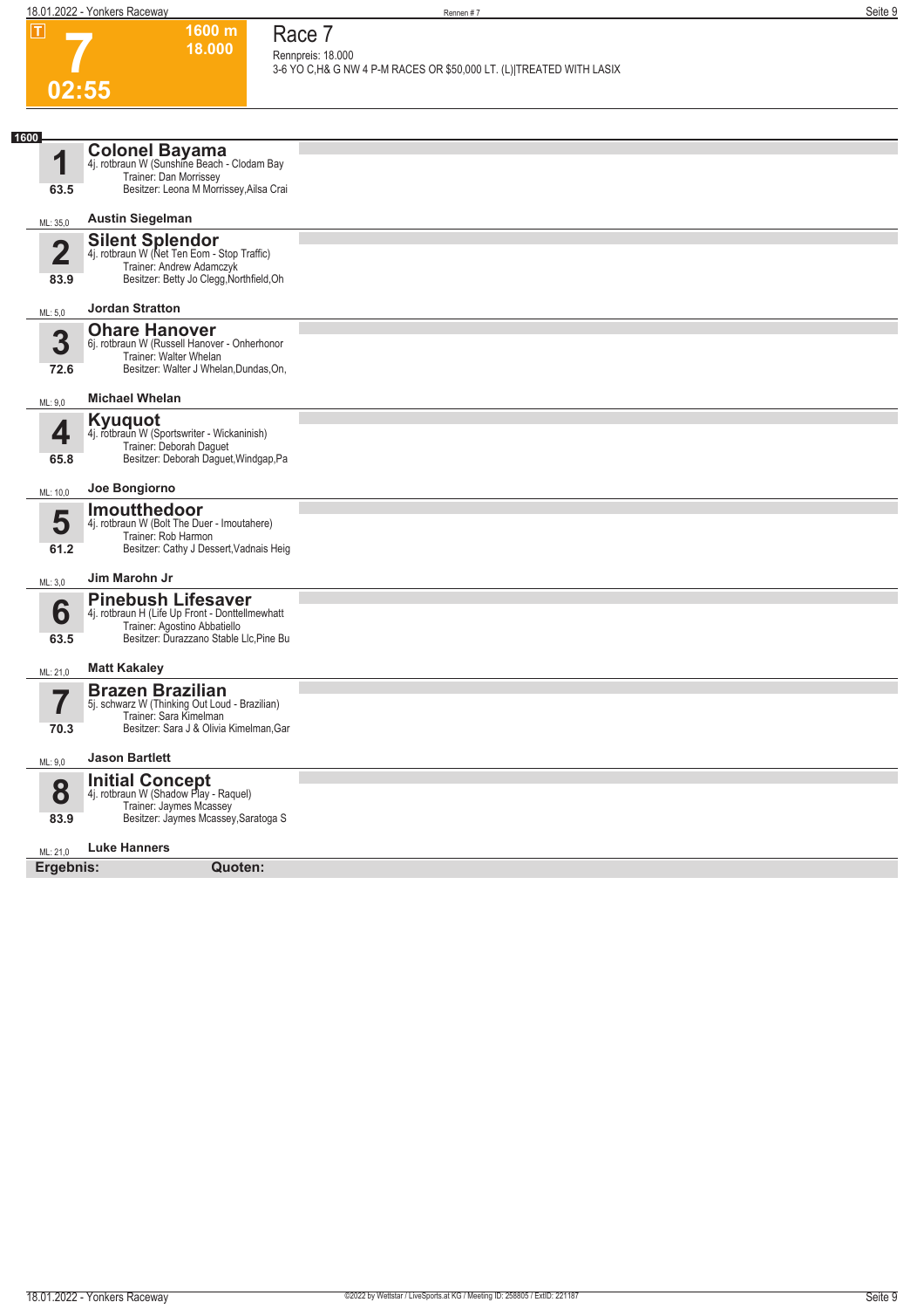# 7

**1600 m**
**18.000**

**02:55**

## Race 7

Rennpreis: 18.000
3-6 YO C,H& G NW 4 P-M RACES OR $50,000 LT. (L)|TREATED WITH LASIX

**1600**

### 1 Colonel Bayama
4j. rotbraun W (Sunshine Beach - Clodam Bay)
Trainer: Dan Morrissey
Besitzer: Leona M Morrissey,Ailsa Crai
63.5
ML: 35,0 — **Austin Siegelman**

### 2 Silent Splendor
4j. rotbraun W (Net Ten Eom - Stop Traffic)
Trainer: Andrew Adamczyk
Besitzer: Betty Jo Clegg,Northfield,Oh
83.9
ML: 5,0 — **Jordan Stratton**

### 3 Ohare Hanover
6j. rotbraun W (Russell Hanover - Onherhonor)
Trainer: Walter Whelan
Besitzer: Walter J Whelan,Dundas,On,
72.6
ML: 9,0 — **Michael Whelan**

### 4 Kyuquot
4j. rotbraun W (Sportswriter - Wickaninish)
Trainer: Deborah Daguet
Besitzer: Deborah Daguet,Windgap,Pa
65.8
ML: 10,0 — **Joe Bongiorno**

### 5 Imoutthedoor
4j. rotbraun W (Bolt The Duer - Imoutahere)
Trainer: Rob Harmon
Besitzer: Cathy J Dessert,Vadnais Heig
61.2
ML: 3,0 — **Jim Marohn Jr**

### 6 Pinebush Lifesaver
4j. rotbraun H (Life Up Front - Donttellmewhatt)
Trainer: Agostino Abbatiello
Besitzer: Durazzano Stable Llc,Pine Bu
63.5
ML: 21,0 — **Matt Kakaley**

### 7 Brazen Brazilian
5j. schwarz W (Thinking Out Loud - Brazilian)
Trainer: Sara Kimelman
Besitzer: Sara J & Olivia Kimelman,Gar
70.3
ML: 9,0 — **Jason Bartlett**

### 8 Initial Concept
4j. rotbraun W (Shadow Play - Raquel)
Trainer: Jaymes Mcassey
Besitzer: Jaymes Mcassey,Saratoga S
83.9
ML: 21,0 — **Luke Hanners**

**Ergebnis:** **Quoten:**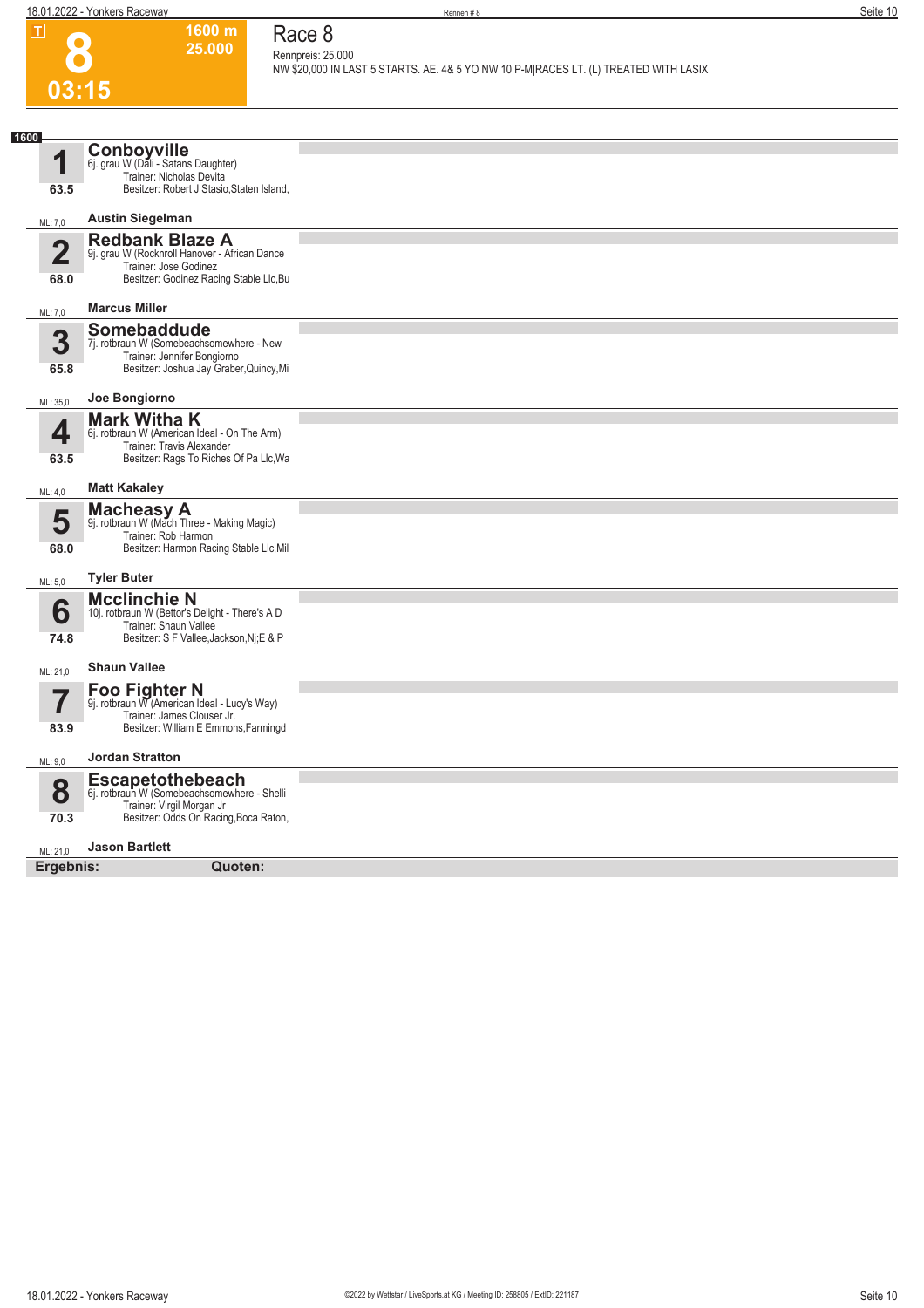**8**
**03:15**

**1600 m**
**25.000**

# Race 8

Rennpreis: 25.000

NW $20,000 IN LAST 5 STARTS. AE. 4& 5 YO NW 10 P-M|RACES LT. (L) TREATED WITH LASIX

**1600**

**1** **Conboyville**
6j. grau W (Dali - Satans Daughter)
Trainer: Nicholas Devita
Besitzer: Robert J Stasio,Staten Island,
63.5
ML: 7,0 **Austin Siegelman**

**2** **Redbank Blaze A**
9j. grau W (Rocknroll Hanover - African Dance
Trainer: Jose Godinez
Besitzer: Godinez Racing Stable Llc,Bu
68.0
ML: 7,0 **Marcus Miller**

**3** **Somebaddude**
7j. rotbraun W (Somebeachsomewhere - New
Trainer: Jennifer Bongiorno
Besitzer: Joshua Jay Graber,Quincy,Mi
65.8
ML: 35,0 **Joe Bongiorno**

**4** **Mark Witha K**
6j. rotbraun W (American Ideal - On The Arm)
Trainer: Travis Alexander
Besitzer: Rags To Riches Of Pa Llc,Wa
63.5
ML: 4,0 **Matt Kakaley**

**5** **Macheasy A**
9j. rotbraun W (Mach Three - Making Magic)
Trainer: Rob Harmon
Besitzer: Harmon Racing Stable Llc,Mil
68.0
ML: 5,0 **Tyler Buter**

**6** **Mcclinchie N**
10j. rotbraun W (Bettor's Delight - There's A D
Trainer: Shaun Vallee
Besitzer: S F Vallee,Jackson,Nj;E & P
74.8
ML: 21,0 **Shaun Vallee**

**7** **Foo Fighter N**
9j. rotbraun W (American Ideal - Lucy's Way)
Trainer: James Clouser Jr.
Besitzer: William E Emmons,Farmingd
83.9
ML: 9,0 **Jordan Stratton**

**8** **Escapetothebeach**
6j. rotbraun W (Somebeachsomewhere - Shelli
Trainer: Virgil Morgan Jr
Besitzer: Odds On Racing,Boca Raton,
70.3
ML: 21,0 **Jason Bartlett**

**Ergebnis:** **Quoten:**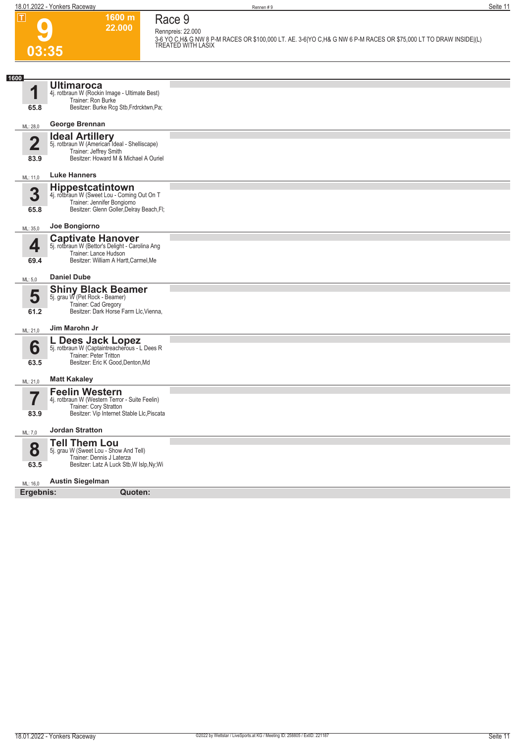# Race 9

**T** | **9** | **03:35** | **1600 m** | **22.000**

Rennpreis: 22.000

3-6 YO C,H& G NW 8 P-M RACES OR $100,000 LT. AE. 3-6|YO C,H& G NW 6 P-M RACES OR $75,000 LT TO DRAW INSIDE|(L) TREATED WITH LASIX

**1600**

## 1 Ultimaroca
4j. rotbraun W (Rockin Image - Ultimate Best)
Trainer: Ron Burke
Besitzer: Burke Rcg Stb,Frdrcktwn,Pa;
65.8
ML: 28,0 — **George Brennan**

## 2 Ideal Artillery
5j. rotbraun W (American Ideal - Shelliscape)
Trainer: Jeffrey Smith
Besitzer: Howard M & Michael A Ouriel
83.9
ML: 11,0 — **Luke Hanners**

## 3 Hippestcatintown
4j. rotbraun W (Sweet Lou - Coming Out On T
Trainer: Jennifer Bongiorno
Besitzer: Glenn Goller,Delray Beach,Fl;
65.8
ML: 35,0 — **Joe Bongiorno**

## 4 Captivate Hanover
5j. rotbraun W (Bettor's Delight - Carolina Ang
Trainer: Lance Hudson
Besitzer: William A Hartt,Carmel,Me
69.4
ML: 5,0 — **Daniel Dube**

## 5 Shiny Black Beamer
5j. grau W (Pet Rock - Beamer)
Trainer: Cad Gregory
Besitzer: Dark Horse Farm Llc,Vienna,
61.2
ML: 21,0 — **Jim Marohn Jr**

## 6 L Dees Jack Lopez
5j. rotbraun W (Captaintreacherous - L Dees R
Trainer: Peter Tritton
Besitzer: Eric K Good,Denton,Md
63.5
ML: 21,0 — **Matt Kakaley**

## 7 Feelin Western
4j. rotbraun W (Western Terror - Suite Feelin)
Trainer: Cory Stratton
Besitzer: Vip Internet Stable Llc,Piscata
83.9
ML: 7,0 — **Jordan Stratton**

## 8 Tell Them Lou
5j. grau W (Sweet Lou - Show And Tell)
Trainer: Dennis J Laterza
Besitzer: Latz A Luck Stb,W Islp,Ny;Wi
63.5
ML: 16,0 — **Austin Siegelman**

**Ergebnis:** **Quoten:**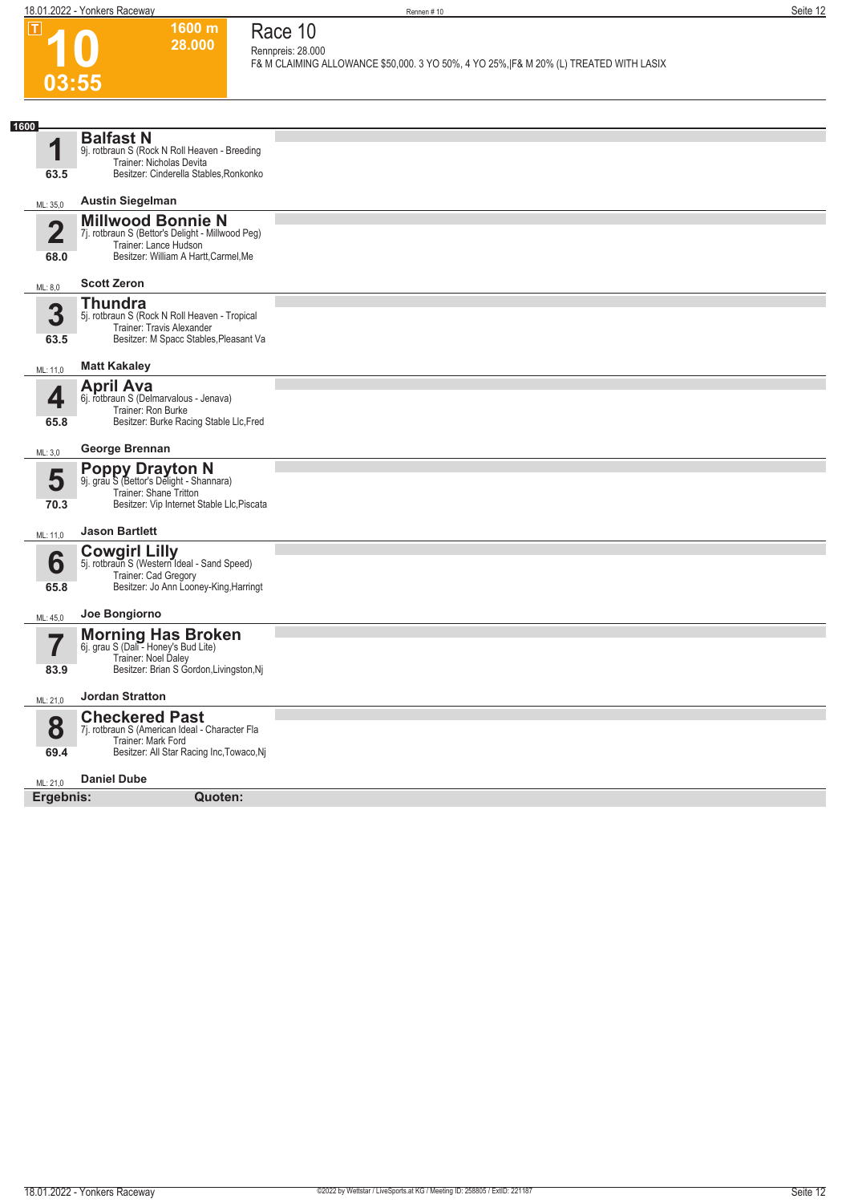# Race 10

**T** | **10** | **03:55** | **1600 m** | **28.000**

Rennpreis: 28.000

F& M CLAIMING ALLOWANCE $50,000. 3 YO 50%, 4 YO 25%,|F& M 20% (L) TREATED WITH LASIX

**1600**

## 1 Balfast N
9j. rotbraun S (Rock N Roll Heaven - Breeding
Trainer: Nicholas Devita
Besitzer: Cinderella Stables,Ronkonko

63.5

ML: 35,0 — **Austin Siegelman**

## 2 Millwood Bonnie N
7j. rotbraun S (Bettor's Delight - Millwood Peg)
Trainer: Lance Hudson
Besitzer: William A Hartt,Carmel,Me

68.0

ML: 8,0 — **Scott Zeron**

## 3 Thundra
5j. rotbraun S (Rock N Roll Heaven - Tropical
Trainer: Travis Alexander
Besitzer: M Spacc Stables,Pleasant Va

63.5

ML: 11,0 — **Matt Kakaley**

## 4 April Ava
6j. rotbraun S (Delmarvalous - Jenava)
Trainer: Ron Burke
Besitzer: Burke Racing Stable Llc,Fred

65.8

ML: 3,0 — **George Brennan**

## 5 Poppy Drayton N
9j. grau S (Bettor's Delight - Shannara)
Trainer: Shane Tritton
Besitzer: Vip Internet Stable Llc,Piscata

70.3

ML: 11,0 — **Jason Bartlett**

## 6 Cowgirl Lilly
5j. rotbraun S (Western Ideal - Sand Speed)
Trainer: Cad Gregory
Besitzer: Jo Ann Looney-King,Harringt

65.8

ML: 45,0 — **Joe Bongiorno**

## 7 Morning Has Broken
6j. grau S (Dali - Honey's Bud Lite)
Trainer: Noel Daley
Besitzer: Brian S Gordon,Livingston,Nj

83.9

ML: 21,0 — **Jordan Stratton**

## 8 Checkered Past
7j. rotbraun S (American Ideal - Character Fla
Trainer: Mark Ford
Besitzer: All Star Racing Inc,Towaco,Nj

69.4

ML: 21,0 — **Daniel Dube**

**Ergebnis:** **Quoten:**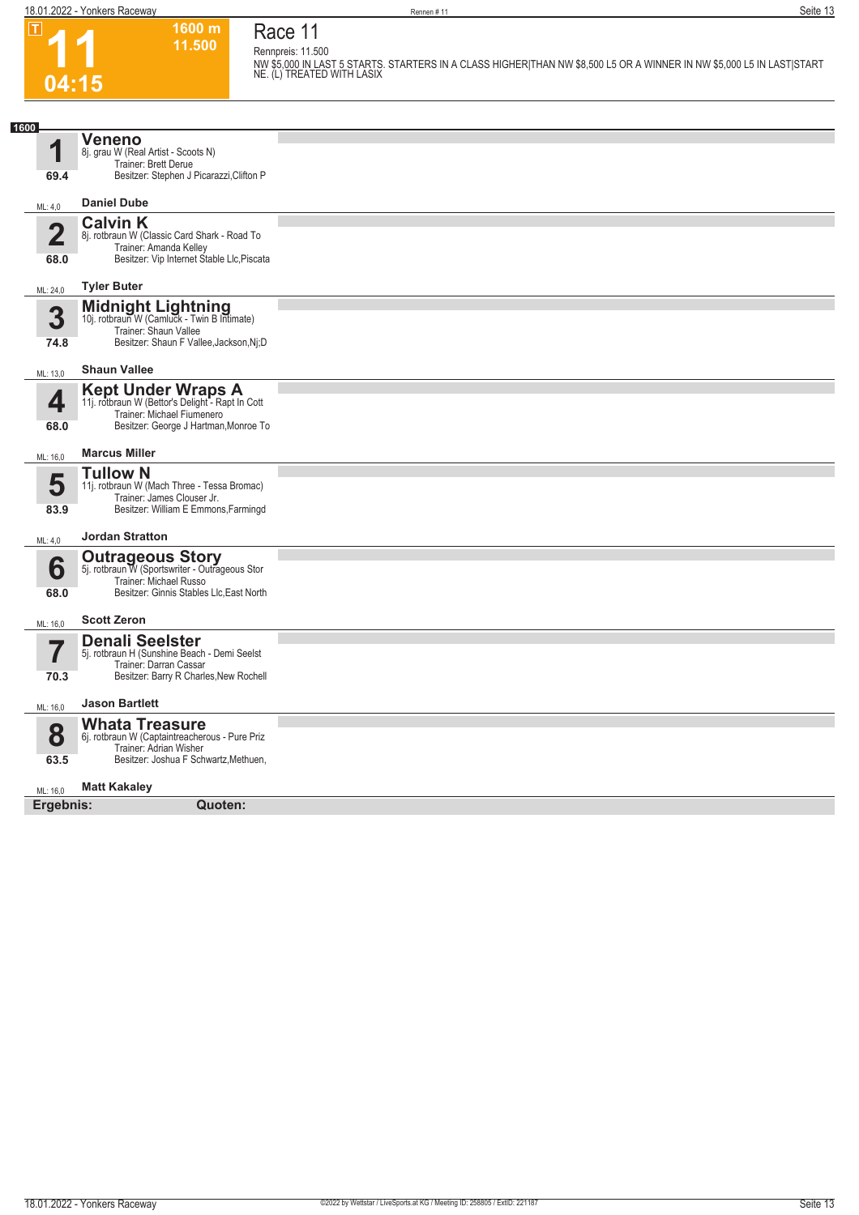# 11

1600 m
11.500

04:15

## Race 11

Rennpreis: 11.500

NW $5,000 IN LAST 5 STARTS. STARTERS IN A CLASS HIGHER|THAN NW $8,500 L5 OR A WINNER IN NW $5,000 L5 IN LAST|START NE. (L) TREATED WITH LASIX

**1600**

**1** **Veneno**
8j. grau W (Real Artist - Scoots N)
Trainer: Brett Derue
Besitzer: Stephen J Picarazzi,Clifton P
69.4
ML: 4,0 **Daniel Dube**

**2** **Calvin K**
8j. rotbraun W (Classic Card Shark - Road To
Trainer: Amanda Kelley
Besitzer: Vip Internet Stable Llc,Piscata
68.0
ML: 24,0 **Tyler Buter**

**3** **Midnight Lightning**
10j. rotbraun W (Camluck - Twin B Intimate)
Trainer: Shaun Vallee
Besitzer: Shaun F Vallee,Jackson,Nj;D
74.8
ML: 13,0 **Shaun Vallee**

**4** **Kept Under Wraps A**
11j. rotbraun W (Bettor's Delight - Rapt In Cott
Trainer: Michael Fiumenero
Besitzer: George J Hartman,Monroe To
68.0
ML: 16,0 **Marcus Miller**

**5** **Tullow N**
11j. rotbraun W (Mach Three - Tessa Bromac)
Trainer: James Clouser Jr.
Besitzer: William E Emmons,Farmingd
83.9
ML: 4,0 **Jordan Stratton**

**6** **Outrageous Story**
5j. rotbraun W (Sportswriter - Outrageous Stor
Trainer: Michael Russo
Besitzer: Ginnis Stables Llc,East North
68.0
ML: 16,0 **Scott Zeron**

**7** **Denali Seelster**
5j. rotbraun H (Sunshine Beach - Demi Seelst
Trainer: Darran Cassar
Besitzer: Barry R Charles,New Rochell
70.3
ML: 16,0 **Jason Bartlett**

**8** **Whata Treasure**
6j. rotbraun W (Captaintreacherous - Pure Priz
Trainer: Adrian Wisher
Besitzer: Joshua F Schwartz,Methuen,
63.5
ML: 16,0 **Matt Kakaley**

**Ergebnis:** **Quoten:**